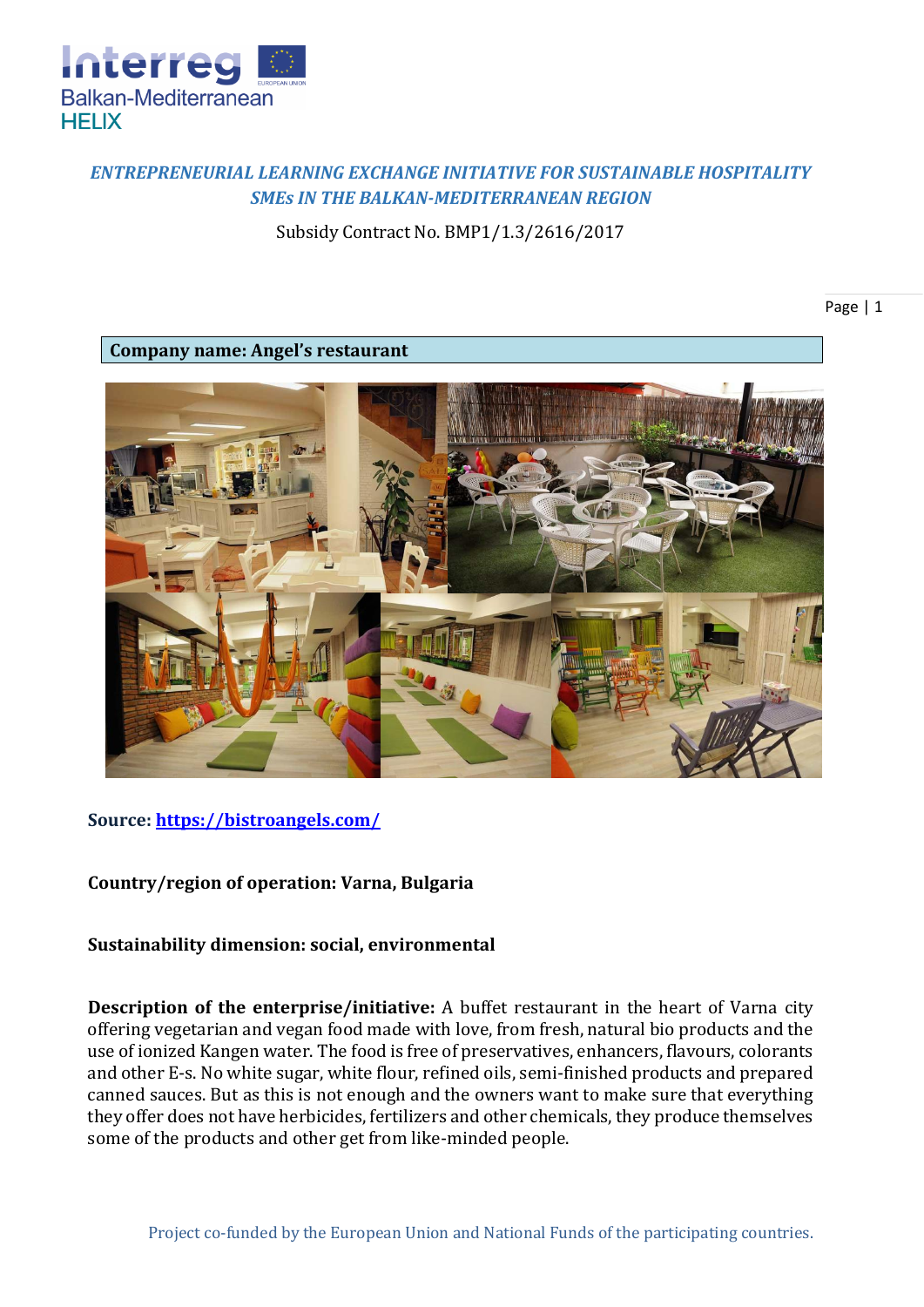*ENTREPRENEURIAL LEARNING EXCHANGE INITIATIVE FOR SUSTAINABLE HOSPITALITY SMEs IN THE BALKAN-MEDITERRANEAN REGION*

Subsidy Contract No. BMP1/1.3/2616/2017

**Company name: Angel's restaurant**

**Source:** **https://bistroangels.com/**

**Country/region of operation: Varna, Bulgaria**

**Sustainability dimension: social, environmental**

**Description of the enterprise/initiative:** A buffet restaurant in the heart of Varna city offering vegetarian and vegan food made with love, from fresh, natural bio products and the use of ionized Kangen water. The food is free of preservatives, enhancers, flavours, colorants and other E-s. No white sugar, white flour, refined oils, semi-finished products and prepared canned sauces. But as this is not enough and the owners want to make sure that everything they offer does not have herbicides, fertilizers and other chemicals, they produce themselves some of the products and other get from like-minded people.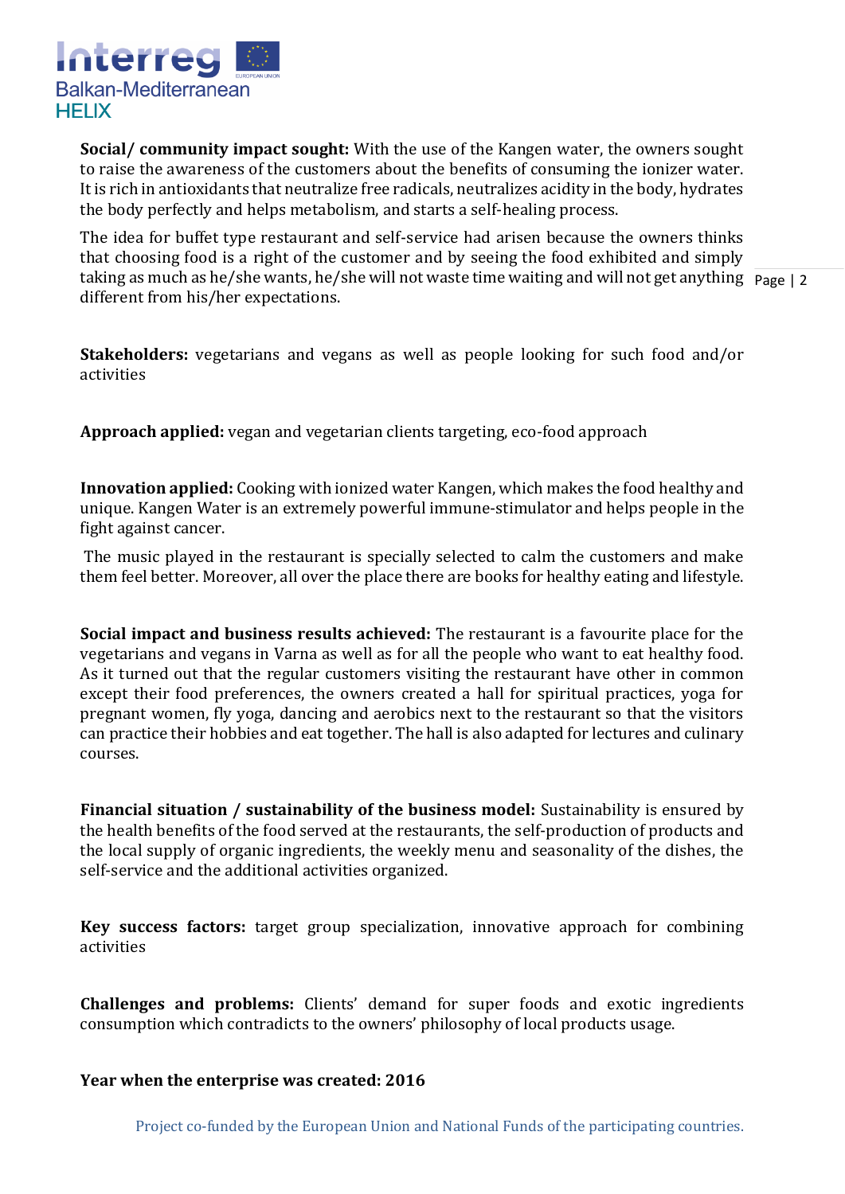**Social/ community impact sought:** With the use of the Kangen water, the owners sought to raise the awareness of the customers about the benefits of consuming the ionizer water. It is rich in antioxidants that neutralize free radicals, neutralizes acidity in the body, hydrates the body perfectly and helps metabolism, and starts a self-healing process.

The idea for buffet type restaurant and self-service had arisen because the owners thinks that choosing food is a right of the customer and by seeing the food exhibited and simply taking as much as he/she wants, he/she will not waste time waiting and will not get anything different from his/her expectations.

**Stakeholders:** vegetarians and vegans as well as people looking for such food and/or activities

**Approach applied:** vegan and vegetarian clients targeting, eco-food approach

**Innovation applied:** Cooking with ionized water Kangen, which makes the food healthy and unique. Kangen Water is an extremely powerful immune-stimulator and helps people in the fight against cancer.

The music played in the restaurant is specially selected to calm the customers and make them feel better. Moreover, all over the place there are books for healthy eating and lifestyle.

**Social impact and business results achieved:** The restaurant is a favourite place for the vegetarians and vegans in Varna as well as for all the people who want to eat healthy food. As it turned out that the regular customers visiting the restaurant have other in common except their food preferences, the owners created a hall for spiritual practices, yoga for pregnant women, fly yoga, dancing and aerobics next to the restaurant so that the visitors can practice their hobbies and eat together. The hall is also adapted for lectures and culinary courses.

**Financial situation / sustainability of the business model:** Sustainability is ensured by the health benefits of the food served at the restaurants, the self-production of products and the local supply of organic ingredients, the weekly menu and seasonality of the dishes, the self-service and the additional activities organized.

**Key success factors:** target group specialization, innovative approach for combining activities

**Challenges and problems:** Clients' demand for super foods and exotic ingredients consumption which contradicts to the owners' philosophy of local products usage.

**Year when the enterprise was created: 2016**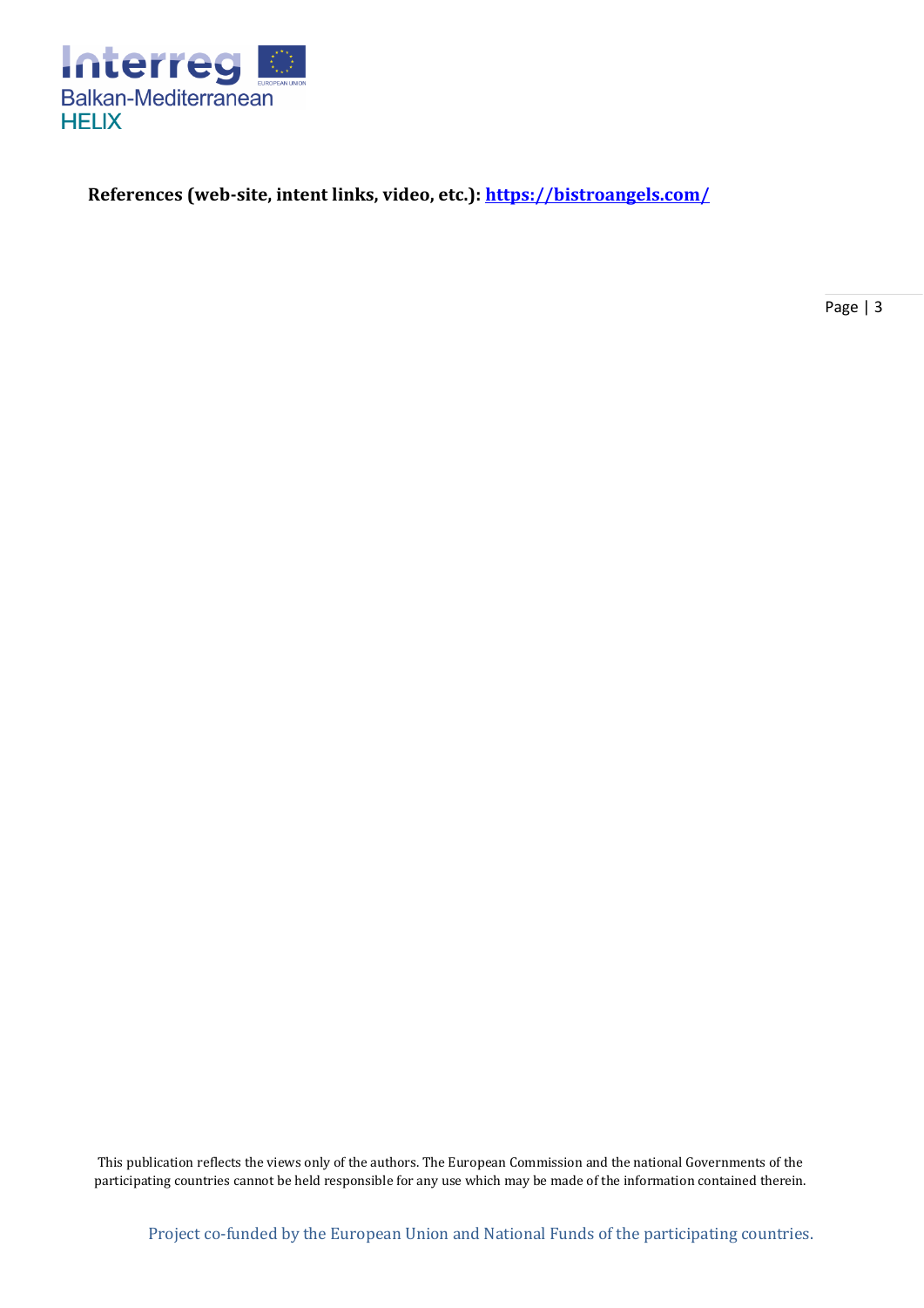**References (web-site, intent links, video, etc.): [https://bistroangels.com/](https://bistroangels.com/)**

This publication reflects the views only of the authors. The European Commission and the national Governments of the participating countries cannot be held responsible for any use which may be made of the information contained therein.

Project co-funded by the European Union and National Funds of the participating countries.